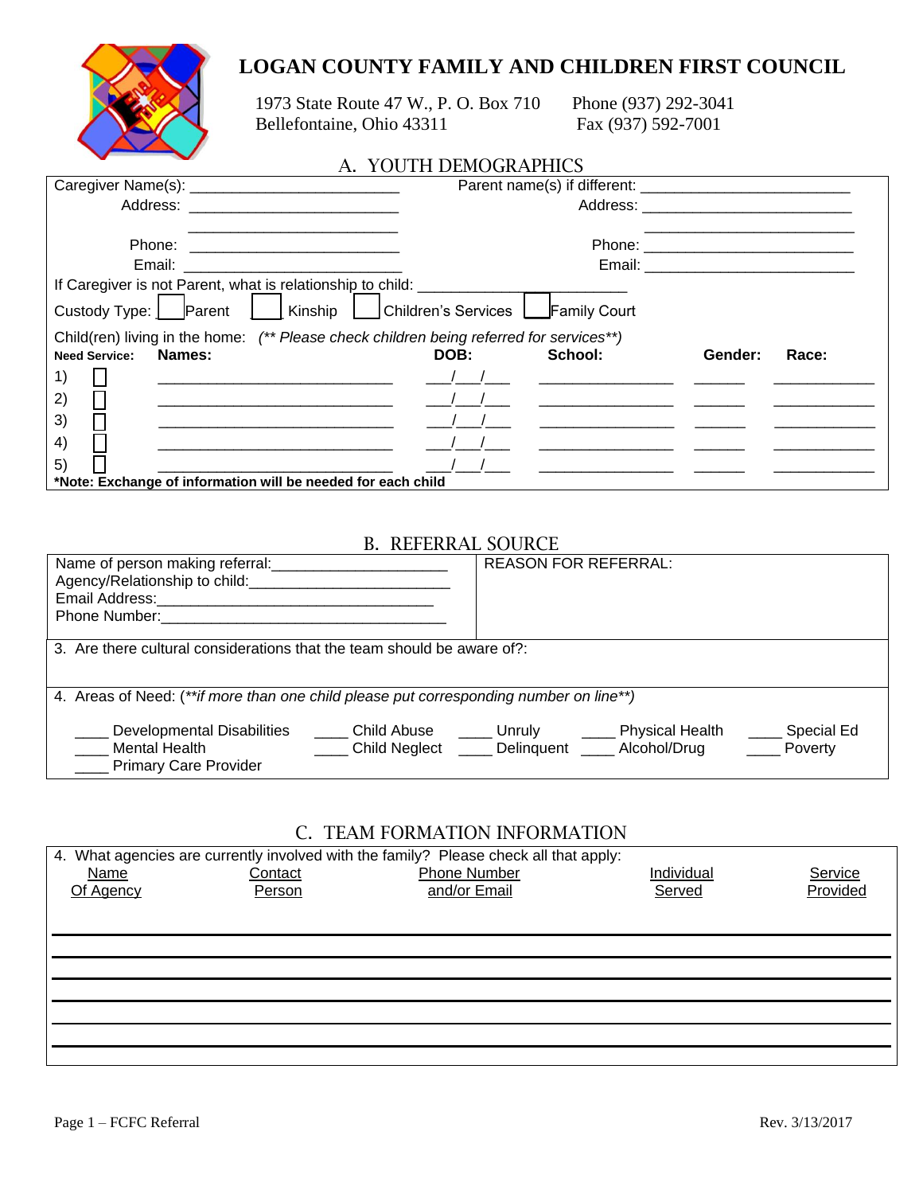# LOGAN COUNTY FAMILY AND CHILDREN FIRST COUNCIL

1973 State Route 47 W., P. O. Box 710
Bellefontaine, Ohio 43311

Phone (937) 292-3041
Fax (937) 592-7001

## A. YOUTH DEMOGRAPHICS

Caregiver Name(s): ________________________ Parent name(s) if different: ________________________

Address: ________________________ Address: ________________________

________________________ ________________________

Phone: ________________________ Phone: ________________________

Email: ________________________ Email: ________________________

If Caregiver is not Parent, what is relationship to child: ________________________

Custody Type: ☐ Parent ☐ Kinship ☐ Children's Services ☐ Family Court

Child(ren) living in the home: *(** Please check children being referred for services**)*

| Need Service: | Names: | DOB: | School: | Gender: | Race: |
|---|---|---|---|---|---|
| 1) ☐ | ______________________ | ___/___/___ | ______________ | _____ | __________ |
| 2) ☐ | ______________________ | ___/___/___ | ______________ | _____ | __________ |
| 3) ☐ | ______________________ | ___/___/___ | ______________ | _____ | __________ |
| 4) ☐ | ______________________ | ___/___/___ | ______________ | _____ | __________ |
| 5) ☐ | ______________________ | ___/___/___ | ______________ | _____ | __________ |

**\*Note: Exchange of information will be needed for each child**

## B. REFERRAL SOURCE

Name of person making referral: ____________________

Agency/Relationship to child: ______________________

Email Address: ________________________________

Phone Number: ________________________________

REASON FOR REFERRAL:

3. Are there cultural considerations that the team should be aware of?:

4. Areas of Need: *(**if more than one child please put corresponding number on line**)*

____ Developmental Disabilities ____ Child Abuse ____ Unruly ____ Physical Health ____ Special Ed
____ Mental Health ____ Child Neglect ____ Delinquent ____ Alcohol/Drug ____ Poverty
____ Primary Care Provider

## C. TEAM FORMATION INFORMATION

4. What agencies are currently involved with the family? Please check all that apply:

| Name Of Agency | Contact Person | Phone Number and/or Email | Individual Served | Service Provided |
|---|---|---|---|---|
| | | | | |
| | | | | |
| | | | | |
| | | | | |
| | | | | |
| | | | | |

Page 1 – FCFC Referral Rev. 3/13/2017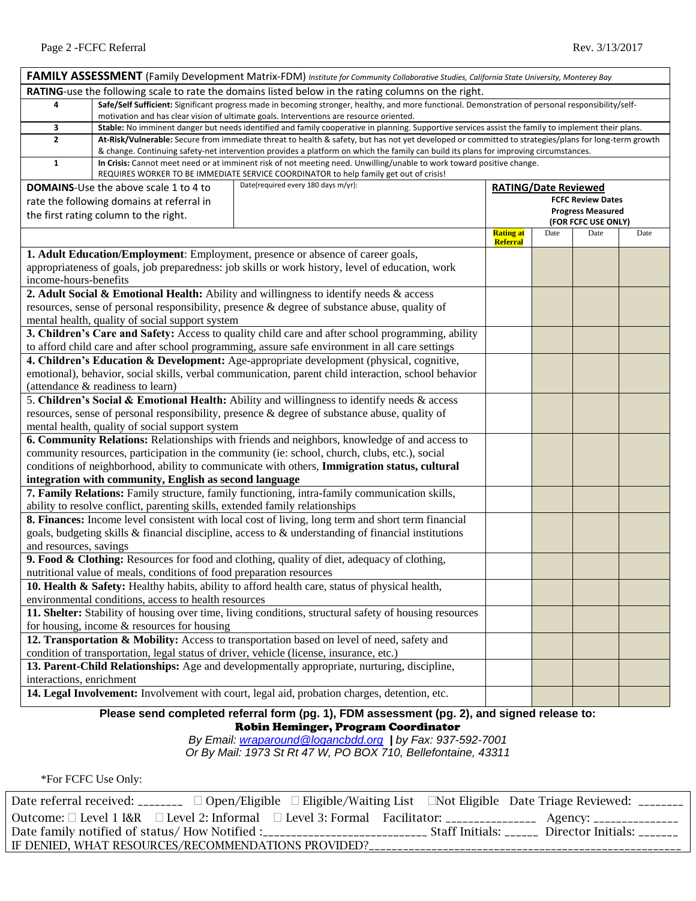**FAMILY ASSESSMENT** (Family Development Matrix-FDM) *Institute for Community Collaborative Studies, California State University, Monterey Bay*

**RATING**-use the following scale to rate the domains listed below in the rating columns on the right.

| | |
|---|---|
| 4 | **Safe/Self Sufficient:** Significant progress made in becoming stronger, healthy, and more functional. Demonstration of personal responsibility/self-motivation and has clear vision of ultimate goals. Interventions are resource oriented. |
| 3 | **Stable:** No imminent danger but needs identified and family cooperative in planning. Supportive services assist the family to implement their plans. |
| 2 | **At-Risk/Vulnerable:** Secure from immediate threat to health & safety, but has not yet developed or committed to strategies/plans for long-term growth & change. Continuing safety-net intervention provides a platform on which the family can build its plans for improving circumstances. |
| 1 | **In Crisis:** Cannot meet need or at imminent risk of not meeting need. Unwilling/unable to work toward positive change. REQUIRES WORKER TO BE IMMEDIATE SERVICE COORDINATOR to help family get out of crisis! |

| **DOMAINS**-Use the above scale 1 to 4 to rate the following domains at referral in the first rating column to the right. Date(required every 180 days m/yr): | **RATING/Date Reviewed** | **FCFC Review Dates Progress Measured (FOR FCFC USE ONLY)** | | |
|---|---|---|---|---|
| | **Rating at Referral** | Date | Date | Date |
| **1. Adult Education/Employment**: Employment, presence or absence of career goals, appropriateness of goals, job preparedness: job skills or work history, level of education, work income-hours-benefits | | | | |
| **2. Adult Social & Emotional Health:** Ability and willingness to identify needs & access resources, sense of personal responsibility, presence & degree of substance abuse, quality of mental health, quality of social support system | | | | |
| **3. Children's Care and Safety:** Access to quality child care and after school programming, ability to afford child care and after school programming, assure safe environment in all care settings | | | | |
| **4. Children's Education & Development:** Age-appropriate development (physical, cognitive, emotional), behavior, social skills, verbal communication, parent child interaction, school behavior (attendance & readiness to learn) | | | | |
| 5. **Children's Social & Emotional Health:** Ability and willingness to identify needs & access resources, sense of personal responsibility, presence & degree of substance abuse, quality of mental health, quality of social support system | | | | |
| **6. Community Relations:** Relationships with friends and neighbors, knowledge of and access to community resources, participation in the community (ie: school, church, clubs, etc.), social conditions of neighborhood, ability to communicate with others, **Immigration status, cultural integration with community, English as second language** | | | | |
| **7. Family Relations:** Family structure, family functioning, intra-family communication skills, ability to resolve conflict, parenting skills, extended family relationships | | | | |
| **8. Finances:** Income level consistent with local cost of living, long term and short term financial goals, budgeting skills & financial discipline, access to & understanding of financial institutions and resources, savings | | | | |
| **9. Food & Clothing:** Resources for food and clothing, quality of diet, adequacy of clothing, nutritional value of meals, conditions of food preparation resources | | | | |
| **10. Health & Safety:** Healthy habits, ability to afford health care, status of physical health, environmental conditions, access to health resources | | | | |
| **11. Shelter:** Stability of housing over time, living conditions, structural safety of housing resources for housing, income & resources for housing | | | | |
| **12. Transportation & Mobility:** Access to transportation based on level of need, safety and condition of transportation, legal status of driver, vehicle (license, insurance, etc.) | | | | |
| **13. Parent-Child Relationships:** Age and developmentally appropriate, nurturing, discipline, interactions, enrichment | | | | |
| **14. Legal Involvement:** Involvement with court, legal aid, probation charges, detention, etc. | | | | |

**Please send completed referral form (pg. 1), FDM assessment (pg. 2), and signed release to:**

**Robin Heminger, Program Coordinator**

*By Email: wraparound@logancbdd.org* **|** *by Fax: 937-592-7001*

*Or By Mail: 1973 St Rt 47 W, PO BOX 710, Bellefontaine, 43311*

*For FCFC Use Only:

Date referral received: ________ ☐ Open/Eligible ☐ Eligible/Waiting List ☐Not Eligible Date Triage Reviewed: ________

Outcome: ☐ Level 1 I&R ☐ Level 2: Informal ☐ Level 3: Formal Facilitator: _______________ Agency: ______________

Date family notified of status/ How Notified :____________________________ Staff Initials: ______ Director Initials: _______

IF DENIED, WHAT RESOURCES/RECOMMENDATIONS PROVIDED?__________________________________________________